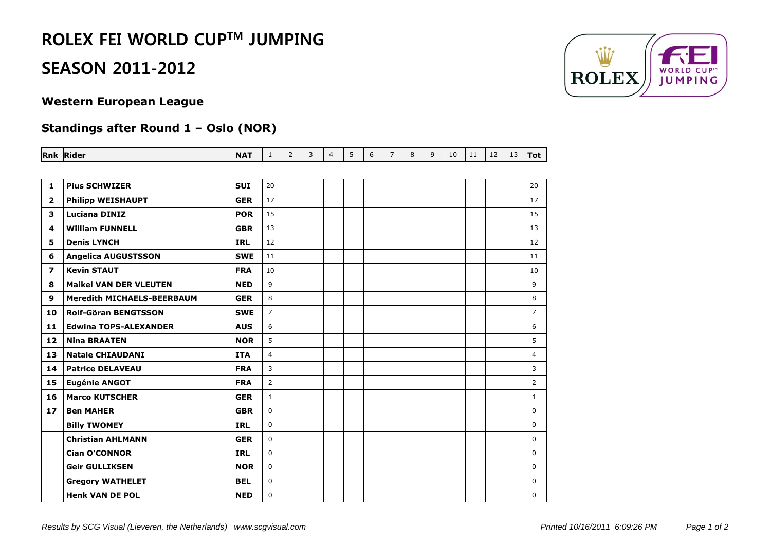# ROLEX FEI WORLD CUP™ JUMPING

# SEASON 2011-2012

### Western European League

### Standings after Round 1 – Oslo (NOR)

| Rnk | Rider | NAT | 1 | 2 | 3 | 4 | 5 | 6 | 7 | 8 | 9 | 10 | 11 | 12 | 13 | Tot |
|---|---|---|---|---|---|---|---|---|---|---|---|---|---|---|---|---|
| 1 | Pius SCHWIZER | SUI | 20 | | | | | | | | | | | | | 20 |
| 2 | Philipp WEISHAUPT | GER | 17 | | | | | | | | | | | | | 17 |
| 3 | Luciana DINIZ | POR | 15 | | | | | | | | | | | | | 15 |
| 4 | William FUNNELL | GBR | 13 | | | | | | | | | | | | | 13 |
| 5 | Denis LYNCH | IRL | 12 | | | | | | | | | | | | | 12 |
| 6 | Angelica AUGUSTSSON | SWE | 11 | | | | | | | | | | | | | 11 |
| 7 | Kevin STAUT | FRA | 10 | | | | | | | | | | | | | 10 |
| 8 | Maikel VAN DER VLEUTEN | NED | 9 | | | | | | | | | | | | | 9 |
| 9 | Meredith MICHAELS-BEERBAUM | GER | 8 | | | | | | | | | | | | | 8 |
| 10 | Rolf-Göran BENGTSSON | SWE | 7 | | | | | | | | | | | | | 7 |
| 11 | Edwina TOPS-ALEXANDER | AUS | 6 | | | | | | | | | | | | | 6 |
| 12 | Nina BRAATEN | NOR | 5 | | | | | | | | | | | | | 5 |
| 13 | Natale CHIAUDANI | ITA | 4 | | | | | | | | | | | | | 4 |
| 14 | Patrice DELAVEAU | FRA | 3 | | | | | | | | | | | | | 3 |
| 15 | Eugénie ANGOT | FRA | 2 | | | | | | | | | | | | | 2 |
| 16 | Marco KUTSCHER | GER | 1 | | | | | | | | | | | | | 1 |
| 17 | Ben MAHER | GBR | 0 | | | | | | | | | | | | | 0 |
| | Billy TWOMEY | IRL | 0 | | | | | | | | | | | | | 0 |
| | Christian AHLMANN | GER | 0 | | | | | | | | | | | | | 0 |
| | Cian O'CONNOR | IRL | 0 | | | | | | | | | | | | | 0 |
| | Geir GULLIKSEN | NOR | 0 | | | | | | | | | | | | | 0 |
| | Gregory WATHELET | BEL | 0 | | | | | | | | | | | | | 0 |
| | Henk VAN DE POL | NED | 0 | | | | | | | | | | | | | 0 |

*Results by SCG Visual (Lieveren, the Netherlands) www.scgvisual.com*

*Printed 10/16/2011 6:09:26 PM*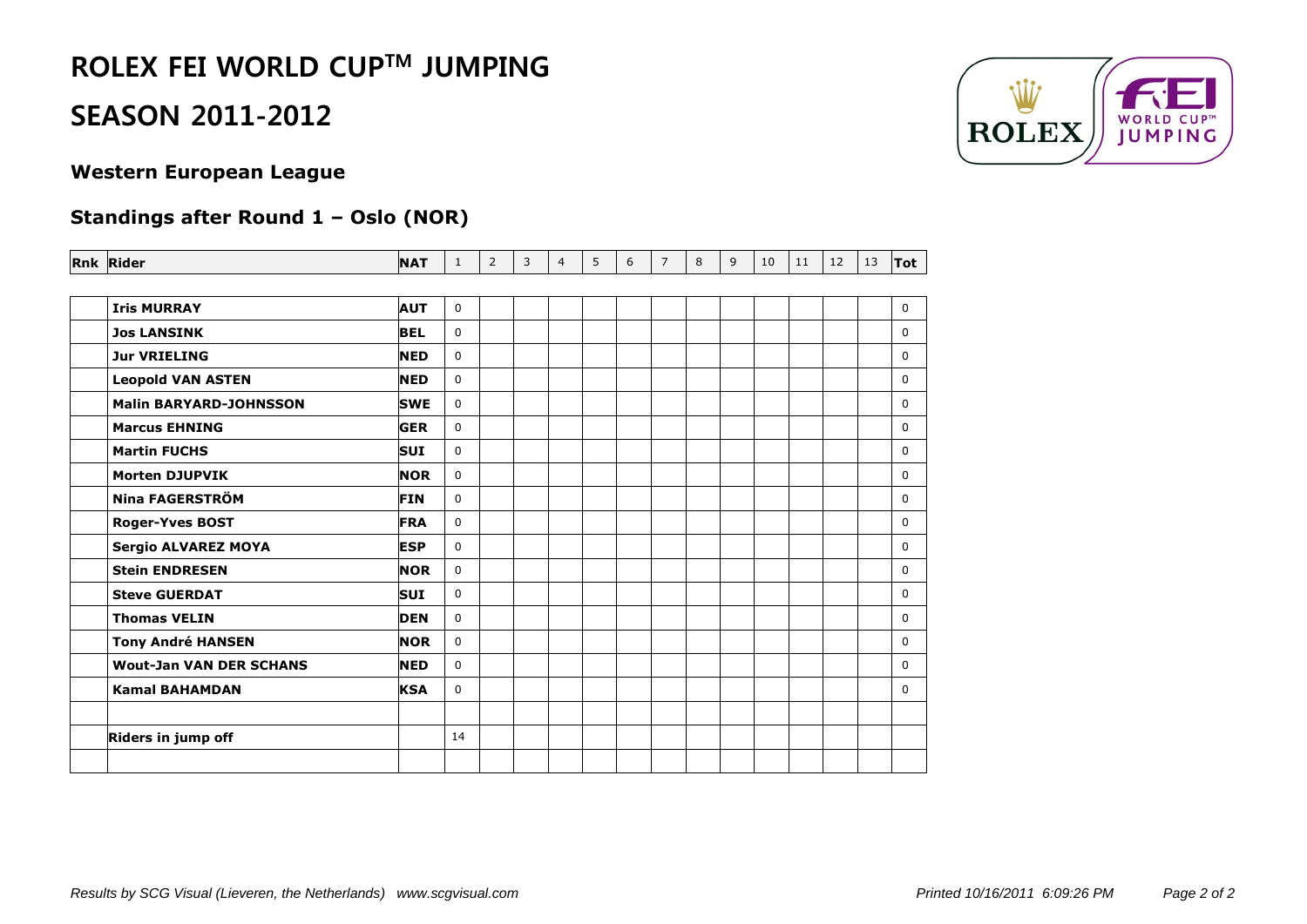# ROLEX FEI WORLD CUP™ JUMPING

# SEASON 2011-2012

### Western European League

### Standings after Round 1 – Oslo (NOR)

| Rnk | Rider | NAT | 1 | 2 | 3 | 4 | 5 | 6 | 7 | 8 | 9 | 10 | 11 | 12 | 13 | Tot |
|---|---|---|---|---|---|---|---|---|---|---|---|---|---|---|---|---|
| | **Iris MURRAY** | **AUT** | 0 | | | | | | | | | | | | | 0 |
| | **Jos LANSINK** | **BEL** | 0 | | | | | | | | | | | | | 0 |
| | **Jur VRIELING** | **NED** | 0 | | | | | | | | | | | | | 0 |
| | **Leopold VAN ASTEN** | **NED** | 0 | | | | | | | | | | | | | 0 |
| | **Malin BARYARD-JOHNSSON** | **SWE** | 0 | | | | | | | | | | | | | 0 |
| | **Marcus EHNING** | **GER** | 0 | | | | | | | | | | | | | 0 |
| | **Martin FUCHS** | **SUI** | 0 | | | | | | | | | | | | | 0 |
| | **Morten DJUPVIK** | **NOR** | 0 | | | | | | | | | | | | | 0 |
| | **Nina FAGERSTRÖM** | **FIN** | 0 | | | | | | | | | | | | | 0 |
| | **Roger-Yves BOST** | **FRA** | 0 | | | | | | | | | | | | | 0 |
| | **Sergio ALVAREZ MOYA** | **ESP** | 0 | | | | | | | | | | | | | 0 |
| | **Stein ENDRESEN** | **NOR** | 0 | | | | | | | | | | | | | 0 |
| | **Steve GUERDAT** | **SUI** | 0 | | | | | | | | | | | | | 0 |
| | **Thomas VELIN** | **DEN** | 0 | | | | | | | | | | | | | 0 |
| | **Tony André HANSEN** | **NOR** | 0 | | | | | | | | | | | | | 0 |
| | **Wout-Jan VAN DER SCHANS** | **NED** | 0 | | | | | | | | | | | | | 0 |
| | **Kamal BAHAMDAN** | **KSA** | 0 | | | | | | | | | | | | | 0 |
| | | | | | | | | | | | | | | | | |
| | **Riders in jump off** | | 14 | | | | | | | | | | | | | |
| | | | | | | | | | | | | | | | | |

*Results by SCG Visual (Lieveren, the Netherlands) www.scgvisual.com* *Printed 10/16/2011 6:09:26 PM*